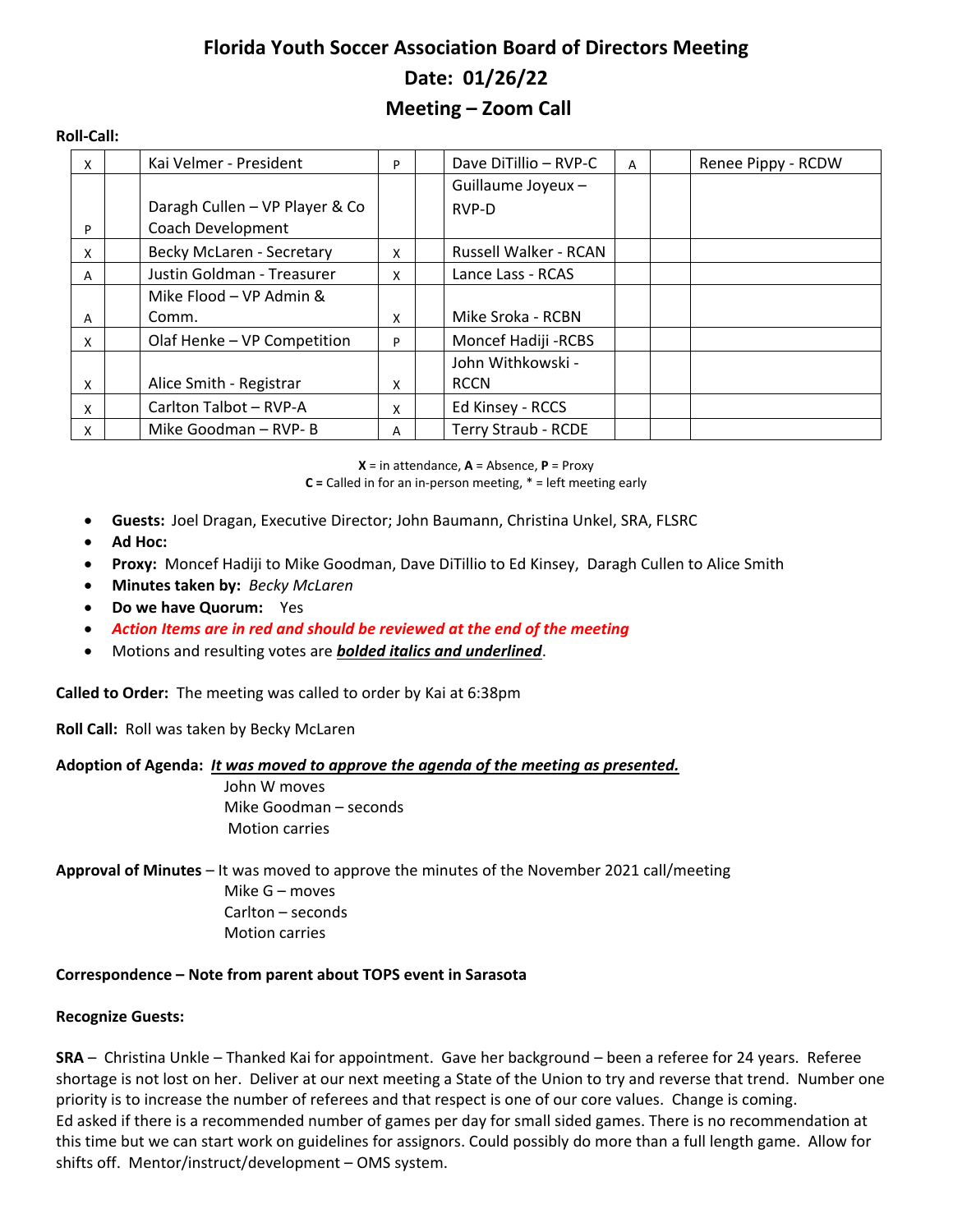# Florida Youth Soccer Association Board of Directors Meeting

## Date: 01/26/22

## Meeting – Zoom Call

**Roll-Call:**

| | | | | | | | | |
|---|---|---|---|---|---|---|---|---|
| X | | Kai Velmer - President | P | | Dave DiTillio – RVP-C | A | | Renee Pippy - RCDW |
| P | | Daragh Cullen – VP Player & Co Coach Development | | | Guillaume Joyeux – RVP-D | | | |
| X | | Becky McLaren - Secretary | X | | Russell Walker - RCAN | | | |
| A | | Justin Goldman - Treasurer | X | | Lance Lass - RCAS | | | |
| A | | Mike Flood – VP Admin & Comm. | X | | Mike Sroka - RCBN | | | |
| X | | Olaf Henke – VP Competition | P | | Moncef Hadiji -RCBS | | | |
| X | | Alice Smith - Registrar | X | | John Withkowski - RCCN | | | |
| X | | Carlton Talbot – RVP-A | X | | Ed Kinsey - RCCS | | | |
| X | | Mike Goodman – RVP- B | A | | Terry Straub - RCDE | | | |

**X** = in attendance, **A** = Absence, **P** = Proxy
**C =** Called in for an in-person meeting, * = left meeting early

- **Guests:** Joel Dragan, Executive Director; John Baumann, Christina Unkel, SRA, FLSRC
- **Ad Hoc:**
- **Proxy:** Moncef Hadiji to Mike Goodman, Dave DiTillio to Ed Kinsey, Daragh Cullen to Alice Smith
- **Minutes taken by:** *Becky McLaren*
- **Do we have Quorum:** Yes
- ***Action Items are in red and should be reviewed at the end of the meeting***
- Motions and resulting votes are ***<u>bolded italics and underlined</u>***.

**Called to Order:** The meeting was called to order by Kai at 6:38pm

**Roll Call:** Roll was taken by Becky McLaren

**Adoption of Agenda:** ***<u>It was moved to approve the agenda of the meeting as presented.</u>***
John W moves
Mike Goodman – seconds
Motion carries

**Approval of Minutes** – It was moved to approve the minutes of the November 2021 call/meeting
Mike G – moves
Carlton – seconds
Motion carries

**Correspondence – Note from parent about TOPS event in Sarasota**

**Recognize Guests:**

**SRA** – Christina Unkle – Thanked Kai for appointment. Gave her background – been a referee for 24 years. Referee shortage is not lost on her. Deliver at our next meeting a State of the Union to try and reverse that trend. Number one priority is to increase the number of referees and that respect is one of our core values. Change is coming.
Ed asked if there is a recommended number of games per day for small sided games. There is no recommendation at this time but we can start work on guidelines for assignors. Could possibly do more than a full length game. Allow for shifts off. Mentor/instruct/development – OMS system.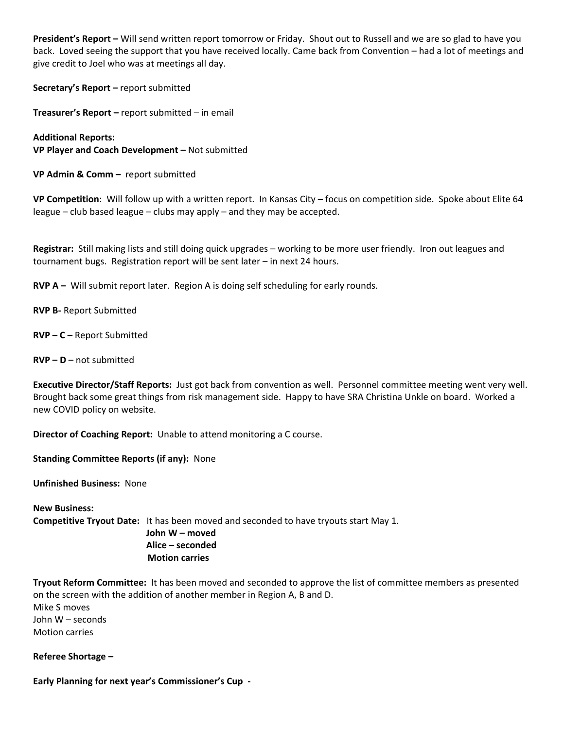**President's Report –** Will send written report tomorrow or Friday. Shout out to Russell and we are so glad to have you back. Loved seeing the support that you have received locally. Came back from Convention – had a lot of meetings and give credit to Joel who was at meetings all day.

**Secretary's Report –** report submitted

**Treasurer's Report –** report submitted – in email

**Additional Reports:**
**VP Player and Coach Development –** Not submitted

**VP Admin & Comm –** report submitted

**VP Competition**: Will follow up with a written report. In Kansas City – focus on competition side. Spoke about Elite 64 league – club based league – clubs may apply – and they may be accepted.

**Registrar:** Still making lists and still doing quick upgrades – working to be more user friendly. Iron out leagues and tournament bugs. Registration report will be sent later – in next 24 hours.

**RVP A –** Will submit report later. Region A is doing self scheduling for early rounds.

**RVP B-** Report Submitted

**RVP – C –** Report Submitted

**RVP – D** – not submitted

**Executive Director/Staff Reports:** Just got back from convention as well. Personnel committee meeting went very well. Brought back some great things from risk management side. Happy to have SRA Christina Unkle on board. Worked a new COVID policy on website.

**Director of Coaching Report:** Unable to attend monitoring a C course.

**Standing Committee Reports (if any):** None

**Unfinished Business:** None

**New Business:**
**Competitive Tryout Date:** It has been moved and seconded to have tryouts start May 1.
**John W – moved**
**Alice – seconded**
**Motion carries**

**Tryout Reform Committee:** It has been moved and seconded to approve the list of committee members as presented on the screen with the addition of another member in Region A, B and D.
Mike S moves
John W – seconds
Motion carries

**Referee Shortage –**

**Early Planning for next year's Commissioner's Cup -**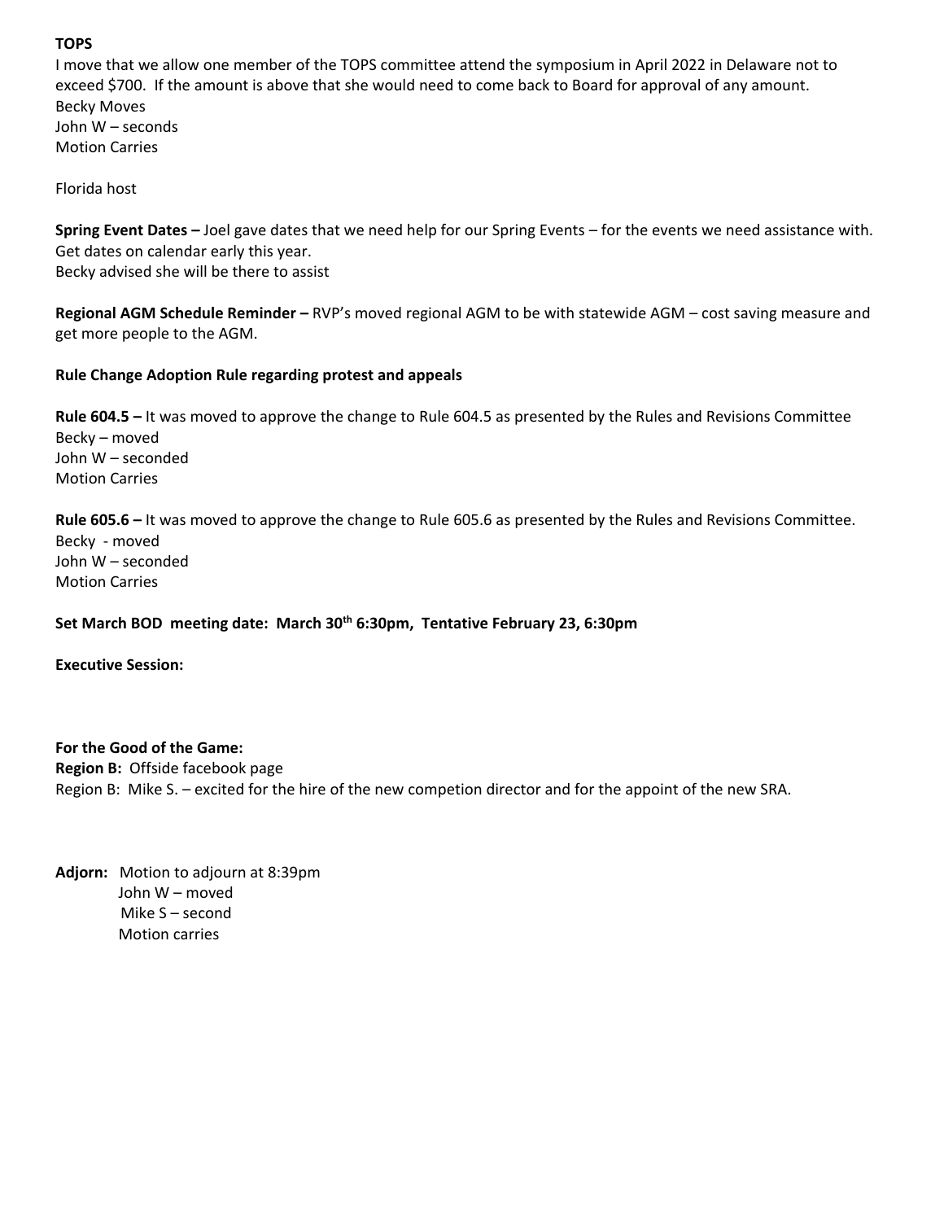**TOPS**

I move that we allow one member of the TOPS committee attend the symposium in April 2022 in Delaware not to exceed $700. If the amount is above that she would need to come back to Board for approval of any amount.
Becky Moves
John W – seconds
Motion Carries

Florida host

**Spring Event Dates –** Joel gave dates that we need help for our Spring Events – for the events we need assistance with. Get dates on calendar early this year.
Becky advised she will be there to assist

**Regional AGM Schedule Reminder –** RVP's moved regional AGM to be with statewide AGM – cost saving measure and get more people to the AGM.

**Rule Change Adoption Rule regarding protest and appeals**

**Rule 604.5 –** It was moved to approve the change to Rule 604.5 as presented by the Rules and Revisions Committee
Becky – moved
John W – seconded
Motion Carries

**Rule 605.6 –** It was moved to approve the change to Rule 605.6 as presented by the Rules and Revisions Committee.
Becky - moved
John W – seconded
Motion Carries

**Set March BOD meeting date: March 30th 6:30pm, Tentative February 23, 6:30pm**

**Executive Session:**

**For the Good of the Game:**
**Region B:** Offside facebook page
Region B: Mike S. – excited for the hire of the new competion director and for the appoint of the new SRA.

**Adjorn:** Motion to adjourn at 8:39pm
John W – moved
Mike S – second
Motion carries